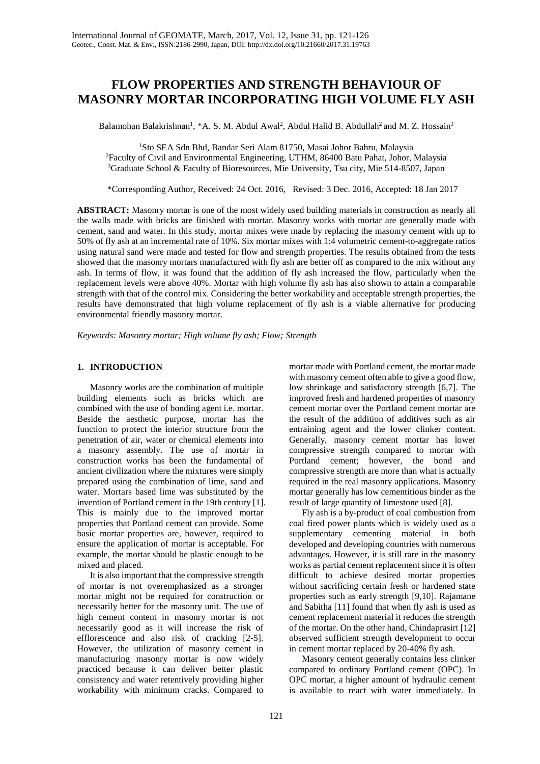# FLOW PROPERTIES AND STRENGTH BEHAVIOUR OF MASONRY MORTAR INCORPORATING HIGH VOLUME FLY ASH

Balamohan Balakrishnan[1], *A. S. M. Abdul Awal[2], Abdul Halid B. Abdullah[2] and M. Z. Hossain[3]

[1]Sto SEA Sdn Bhd, Bandar Seri Alam 81750, Masai Johor Bahru, Malaysia
[2]Faculty of Civil and Environmental Engineering, UTHM, 86400 Batu Pahat, Johor, Malaysia
[3]Graduate School & Faculty of Bioresources, Mie University, Tsu city, Mie 514-8507, Japan

*Corresponding Author, Received: 24 Oct. 2016, Revised: 3 Dec. 2016, Accepted: 18 Jan 2017

**ABSTRACT:** Masonry mortar is one of the most widely used building materials in construction as nearly all the walls made with bricks are finished with mortar. Masonry works with mortar are generally made with cement, sand and water. In this study, mortar mixes were made by replacing the masonry cement with up to 50% of fly ash at an incremental rate of 10%. Six mortar mixes with 1:4 volumetric cement-to-aggregate ratios using natural sand were made and tested for flow and strength properties. The results obtained from the tests showed that the masonry mortars manufactured with fly ash are better off as compared to the mix without any ash. In terms of flow, it was found that the addition of fly ash increased the flow, particularly when the replacement levels were above 40%. Mortar with high volume fly ash has also shown to attain a comparable strength with that of the control mix. Considering the better workability and acceptable strength properties, the results have demonstrated that high volume replacement of fly ash is a viable alternative for producing environmental friendly masonry mortar.

*Keywords: Masonry mortar; High volume fly ash; Flow; Strength*

## 1. INTRODUCTION

Masonry works are the combination of multiple building elements such as bricks which are combined with the use of bonding agent i.e. mortar. Beside the aesthetic purpose, mortar has the function to protect the interior structure from the penetration of air, water or chemical elements into a masonry assembly. The use of mortar in construction works has been the fundamental of ancient civilization where the mixtures were simply prepared using the combination of lime, sand and water. Mortars based lime was substituted by the invention of Portland cement in the 19th century [1]. This is mainly due to the improved mortar properties that Portland cement can provide. Some basic mortar properties are, however, required to ensure the application of mortar is acceptable. For example, the mortar should be plastic enough to be mixed and placed.

It is also important that the compressive strength of mortar is not overemphasized as a stronger mortar might not be required for construction or necessarily better for the masonry unit. The use of high cement content in masonry mortar is not necessarily good as it will increase the risk of efflorescence and also risk of cracking [2-5]. However, the utilization of masonry cement in manufacturing masonry mortar is now widely practiced because it can deliver better plastic consistency and water retentively providing higher workability with minimum cracks. Compared to mortar made with Portland cement, the mortar made with masonry cement often able to give a good flow, low shrinkage and satisfactory strength [6,7]. The improved fresh and hardened properties of masonry cement mortar over the Portland cement mortar are the result of the addition of additives such as air entraining agent and the lower clinker content. Generally, masonry cement mortar has lower compressive strength compared to mortar with Portland cement; however, the bond and compressive strength are more than what is actually required in the real masonry applications. Masonry mortar generally has low cementitious binder as the result of large quantity of limestone used [8].

Fly ash is a by-product of coal combustion from coal fired power plants which is widely used as a supplementary cementing material in both developed and developing countries with numerous advantages. However, it is still rare in the masonry works as partial cement replacement since it is often difficult to achieve desired mortar properties without sacrificing certain fresh or hardened state properties such as early strength [9,10]. Rajamane and Sabitha [11] found that when fly ash is used as cement replacement material it reduces the strength of the mortar. On the other hand, Chindaprasirt [12] observed sufficient strength development to occur in cement mortar replaced by 20-40% fly ash.

Masonry cement generally contains less clinker compared to ordinary Portland cement (OPC). In OPC mortar, a higher amount of hydraulic cement is available to react with water immediately. In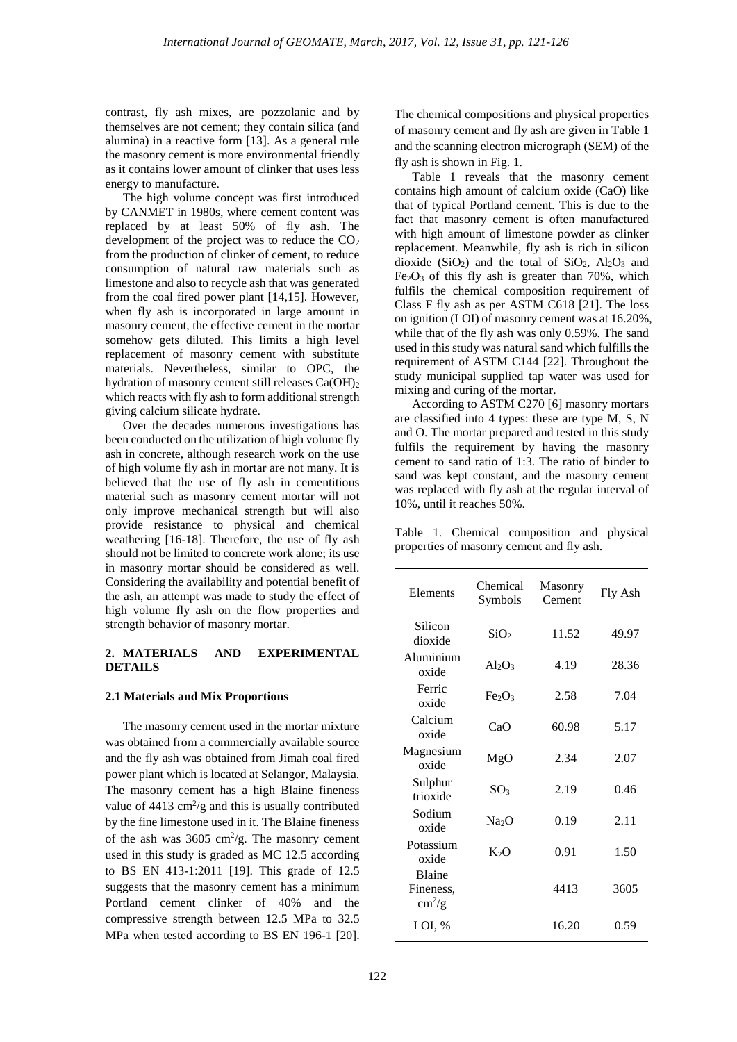contrast, fly ash mixes, are pozzolanic and by themselves are not cement; they contain silica (and alumina) in a reactive form [13]. As a general rule the masonry cement is more environmental friendly as it contains lower amount of clinker that uses less energy to manufacture.

The high volume concept was first introduced by CANMET in 1980s, where cement content was replaced by at least 50% of fly ash. The development of the project was to reduce the $CO_2$ from the production of clinker of cement, to reduce consumption of natural raw materials such as limestone and also to recycle ash that was generated from the coal fired power plant [14,15]. However, when fly ash is incorporated in large amount in masonry cement, the effective cement in the mortar somehow gets diluted. This limits a high level replacement of masonry cement with substitute materials. Nevertheless, similar to OPC, the hydration of masonry cement still releases $Ca(OH)_2$ which reacts with fly ash to form additional strength giving calcium silicate hydrate.

Over the decades numerous investigations has been conducted on the utilization of high volume fly ash in concrete, although research work on the use of high volume fly ash in mortar are not many. It is believed that the use of fly ash in cementitious material such as masonry cement mortar will not only improve mechanical strength but will also provide resistance to physical and chemical weathering [16-18]. Therefore, the use of fly ash should not be limited to concrete work alone; its use in masonry mortar should be considered as well. Considering the availability and potential benefit of the ash, an attempt was made to study the effect of high volume fly ash on the flow properties and strength behavior of masonry mortar.

## 2. MATERIALS AND EXPERIMENTAL DETAILS

### 2.1 Materials and Mix Proportions

The masonry cement used in the mortar mixture was obtained from a commercially available source and the fly ash was obtained from Jimah coal fired power plant which is located at Selangor, Malaysia. The masonry cement has a high Blaine fineness value of 4413 $cm^2/g$ and this is usually contributed by the fine limestone used in it. The Blaine fineness of the ash was 3605 $cm^2/g$. The masonry cement used in this study is graded as MC 12.5 according to BS EN 413-1:2011 [19]. This grade of 12.5 suggests that the masonry cement has a minimum Portland cement clinker of 40% and the compressive strength between 12.5 MPa to 32.5 MPa when tested according to BS EN 196-1 [20]. The chemical compositions and physical properties of masonry cement and fly ash are given in Table 1 and the scanning electron micrograph (SEM) of the fly ash is shown in Fig. 1.

Table 1 reveals that the masonry cement contains high amount of calcium oxide (CaO) like that of typical Portland cement. This is due to the fact that masonry cement is often manufactured with high amount of limestone powder as clinker replacement. Meanwhile, fly ash is rich in silicon dioxide ($SiO_2$) and the total of $SiO_2$, $Al_2O_3$ and $Fe_2O_3$ of this fly ash is greater than 70%, which fulfils the chemical composition requirement of Class F fly ash as per ASTM C618 [21]. The loss on ignition (LOI) of masonry cement was at 16.20%, while that of the fly ash was only 0.59%. The sand used in this study was natural sand which fulfills the requirement of ASTM C144 [22]. Throughout the study municipal supplied tap water was used for mixing and curing of the mortar.

According to ASTM C270 [6] masonry mortars are classified into 4 types: these are type M, S, N and O. The mortar prepared and tested in this study fulfils the requirement by having the masonry cement to sand ratio of 1:3. The ratio of binder to sand was kept constant, and the masonry cement was replaced with fly ash at the regular interval of 10%, until it reaches 50%.

Table 1. Chemical composition and physical properties of masonry cement and fly ash.

| Elements | Chemical Symbols | Masonry Cement | Fly Ash |
|---|---|---|---|
| Silicon dioxide | $SiO_2$ | 11.52 | 49.97 |
| Aluminium oxide | $Al_2O_3$ | 4.19 | 28.36 |
| Ferric oxide | $Fe_2O_3$ | 2.58 | 7.04 |
| Calcium oxide | CaO | 60.98 | 5.17 |
| Magnesium oxide | MgO | 2.34 | 2.07 |
| Sulphur trioxide | $SO_3$ | 2.19 | 0.46 |
| Sodium oxide | $Na_2O$ | 0.19 | 2.11 |
| Potassium oxide | $K_2O$ | 0.91 | 1.50 |
| Blaine Fineness, $cm^2/g$ | | 4413 | 3605 |
| LOI, % | | 16.20 | 0.59 |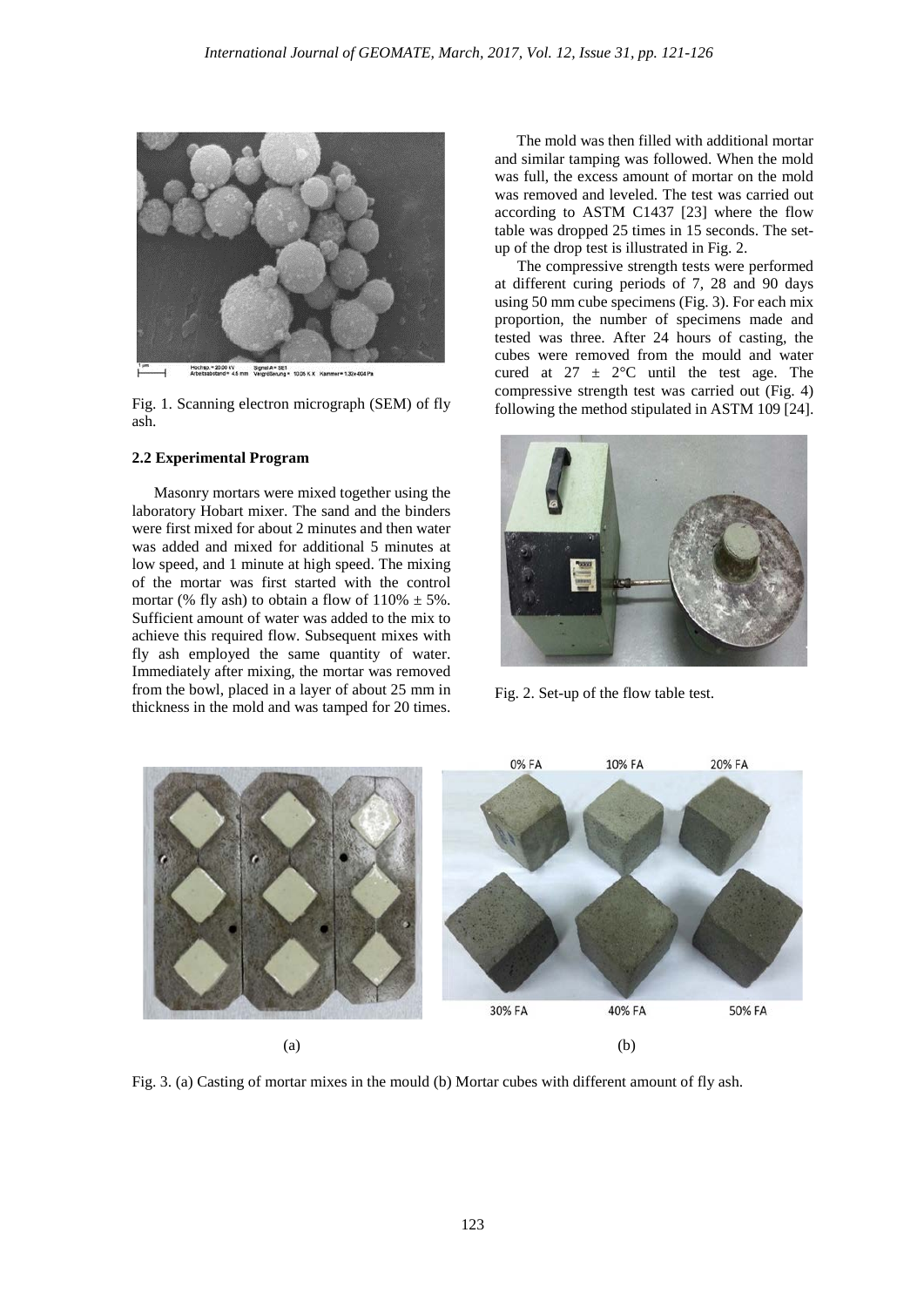Fig. 1. Scanning electron micrograph (SEM) of fly ash.

### 2.2 Experimental Program

Masonry mortars were mixed together using the laboratory Hobart mixer. The sand and the binders were first mixed for about 2 minutes and then water was added and mixed for additional 5 minutes at low speed, and 1 minute at high speed. The mixing of the mortar was first started with the control mortar (% fly ash) to obtain a flow of 110% ± 5%. Sufficient amount of water was added to the mix to achieve this required flow. Subsequent mixes with fly ash employed the same quantity of water. Immediately after mixing, the mortar was removed from the bowl, placed in a layer of about 25 mm in thickness in the mold and was tamped for 20 times.

The mold was then filled with additional mortar and similar tamping was followed. When the mold was full, the excess amount of mortar on the mold was removed and leveled. The test was carried out according to ASTM C1437 [23] where the flow table was dropped 25 times in 15 seconds. The set-up of the drop test is illustrated in Fig. 2.

The compressive strength tests were performed at different curing periods of 7, 28 and 90 days using 50 mm cube specimens (Fig. 3). For each mix proportion, the number of specimens made and tested was three. After 24 hours of casting, the cubes were removed from the mould and water cured at 27 ± 2°C until the test age. The compressive strength test was carried out (Fig. 4) following the method stipulated in ASTM 109 [24].

Fig. 2. Set-up of the flow table test.

Fig. 3. (a) Casting of mortar mixes in the mould (b) Mortar cubes with different amount of fly ash.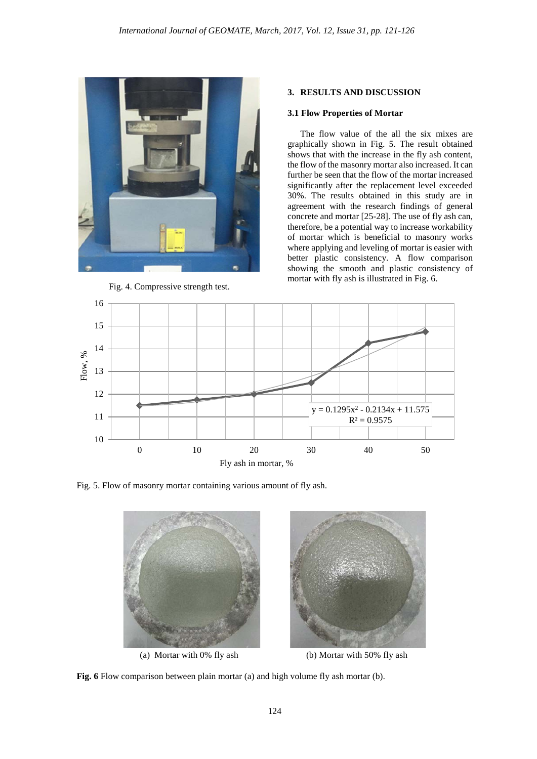Fig. 4. Compressive strength test.

## 3. RESULTS AND DISCUSSION

### 3.1 Flow Properties of Mortar

The flow value of the all the six mixes are graphically shown in Fig. 5. The result obtained shows that with the increase in the fly ash content, the flow of the masonry mortar also increased. It can further be seen that the flow of the mortar increased significantly after the replacement level exceeded 30%. The results obtained in this study are in agreement with the research findings of general concrete and mortar [25-28]. The use of fly ash can, therefore, be a potential way to increase workability of mortar which is beneficial to masonry works where applying and leveling of mortar is easier with better plastic consistency. A flow comparison showing the smooth and plastic consistency of mortar with fly ash is illustrated in Fig. 6.

$y = 0.1295x^2 - 0.2134x + 11.575$
$R^2 = 0.9575$

Fig. 5. Flow of masonry mortar containing various amount of fly ash.

(a) Mortar with 0% fly ash

(b) Mortar with 50% fly ash

**Fig. 6** Flow comparison between plain mortar (a) and high volume fly ash mortar (b).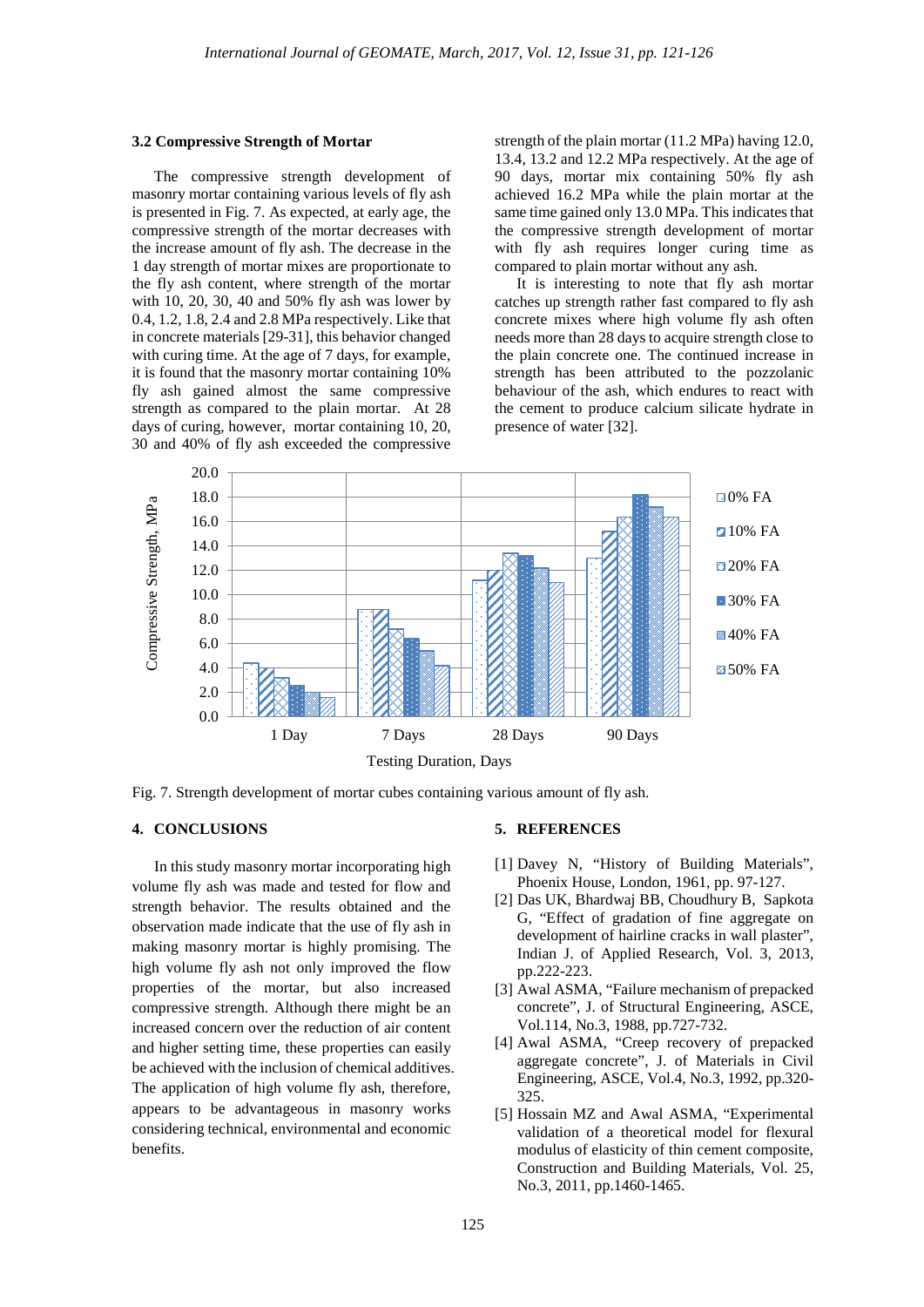### 3.2 Compressive Strength of Mortar

The compressive strength development of masonry mortar containing various levels of fly ash is presented in Fig. 7. As expected, at early age, the compressive strength of the mortar decreases with the increase amount of fly ash. The decrease in the 1 day strength of mortar mixes are proportionate to the fly ash content, where strength of the mortar with 10, 20, 30, 40 and 50% fly ash was lower by 0.4, 1.2, 1.8, 2.4 and 2.8 MPa respectively. Like that in concrete materials [29-31], this behavior changed with curing time. At the age of 7 days, for example, it is found that the masonry mortar containing 10% fly ash gained almost the same compressive strength as compared to the plain mortar. At 28 days of curing, however, mortar containing 10, 20, 30 and 40% of fly ash exceeded the compressive strength of the plain mortar (11.2 MPa) having 12.0, 13.4, 13.2 and 12.2 MPa respectively. At the age of 90 days, mortar mix containing 50% fly ash achieved 16.2 MPa while the plain mortar at the same time gained only 13.0 MPa. This indicates that the compressive strength development of mortar with fly ash requires longer curing time as compared to plain mortar without any ash.

It is interesting to note that fly ash mortar catches up strength rather fast compared to fly ash concrete mixes where high volume fly ash often needs more than 28 days to acquire strength close to the plain concrete one. The continued increase in strength has been attributed to the pozzolanic behaviour of the ash, which endures to react with the cement to produce calcium silicate hydrate in presence of water [32].

Fig. 7. Strength development of mortar cubes containing various amount of fly ash.

## 4. CONCLUSIONS

In this study masonry mortar incorporating high volume fly ash was made and tested for flow and strength behavior. The results obtained and the observation made indicate that the use of fly ash in making masonry mortar is highly promising. The high volume fly ash not only improved the flow properties of the mortar, but also increased compressive strength. Although there might be an increased concern over the reduction of air content and higher setting time, these properties can easily be achieved with the inclusion of chemical additives. The application of high volume fly ash, therefore, appears to be advantageous in masonry works considering technical, environmental and economic benefits.

## 5. REFERENCES

[1] Davey N, "History of Building Materials", Phoenix House, London, 1961, pp. 97-127.

[2] Das UK, Bhardwaj BB, Choudhury B, Sapkota G, "Effect of gradation of fine aggregate on development of hairline cracks in wall plaster", Indian J. of Applied Research, Vol. 3, 2013, pp.222-223.

[3] Awal ASMA, "Failure mechanism of prepacked concrete", J. of Structural Engineering, ASCE, Vol.114, No.3, 1988, pp.727-732.

[4] Awal ASMA, "Creep recovery of prepacked aggregate concrete", J. of Materials in Civil Engineering, ASCE, Vol.4, No.3, 1992, pp.320-325.

[5] Hossain MZ and Awal ASMA, "Experimental validation of a theoretical model for flexural modulus of elasticity of thin cement composite, Construction and Building Materials, Vol. 25, No.3, 2011, pp.1460-1465.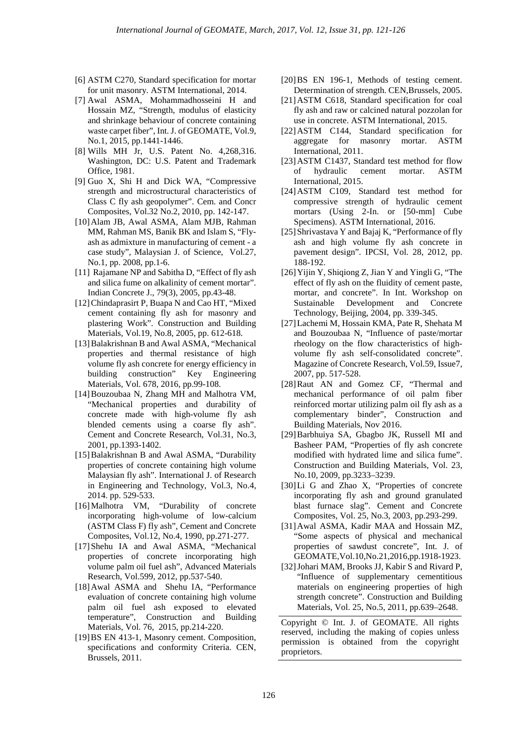[6] ASTM C270, Standard specification for mortar for unit masonry. ASTM International, 2014.

[7] Awal ASMA, Mohammadhosseini H and Hossain MZ, "Strength, modulus of elasticity and shrinkage behaviour of concrete containing waste carpet fiber", Int. J. of GEOMATE, Vol.9, No.1, 2015, pp.1441-1446.

[8] Wills MH Jr, U.S. Patent No. 4,268,316. Washington, DC: U.S. Patent and Trademark Office, 1981.

[9] Guo X, Shi H and Dick WA, "Compressive strength and microstructural characteristics of Class C fly ash geopolymer". Cem. and Concr Composites, Vol.32 No.2, 2010, pp. 142-147.

[10] Alam JB, Awal ASMA, Alam MJB, Rahman MM, Rahman MS, Banik BK and Islam S, "Fly-ash as admixture in manufacturing of cement - a case study", Malaysian J. of Science, Vol.27, No.1, pp. 2008, pp.1-6.

[11] Rajamane NP and Sabitha D, "Effect of fly ash and silica fume on alkalinity of cement mortar". Indian Concrete J., 79(3), 2005, pp.43-48.

[12] Chindaprasirt P, Buapa N and Cao HT, "Mixed cement containing fly ash for masonry and plastering Work". Construction and Building Materials, Vol.19, No.8, 2005, pp. 612-618.

[13] Balakrishnan B and Awal ASMA, "Mechanical properties and thermal resistance of high volume fly ash concrete for energy efficiency in building construction" Key Engineering Materials, Vol. 678, 2016, pp.99-108.

[14] Bouzoubaa N, Zhang MH and Malhotra VM, "Mechanical properties and durability of concrete made with high-volume fly ash blended cements using a coarse fly ash". Cement and Concrete Research, Vol.31, No.3, 2001, pp.1393-1402.

[15] Balakrishnan B and Awal ASMA, "Durability properties of concrete containing high volume Malaysian fly ash". International J. of Research in Engineering and Technology, Vol.3, No.4, 2014. pp. 529-533.

[16] Malhotra VM, "Durability of concrete incorporating high-volume of low-calcium (ASTM Class F) fly ash", Cement and Concrete Composites, Vol.12, No.4, 1990, pp.271-277.

[17] Shehu IA and Awal ASMA, "Mechanical properties of concrete incorporating high volume palm oil fuel ash", Advanced Materials Research, Vol.599, 2012, pp.537-540.

[18] Awal ASMA and Shehu IA, "Performance evaluation of concrete containing high volume palm oil fuel ash exposed to elevated temperature", Construction and Building Materials, Vol. 76, 2015, pp.214-220.

[19] BS EN 413-1, Masonry cement. Composition, specifications and conformity Criteria. CEN, Brussels, 2011.

[20] BS EN 196-1, Methods of testing cement. Determination of strength. CEN,Brussels, 2005.

[21] ASTM C618, Standard specification for coal fly ash and raw or calcined natural pozzolan for use in concrete. ASTM International, 2015.

[22] ASTM C144, Standard specification for aggregate for masonry mortar. ASTM International, 2011.

[23] ASTM C1437, Standard test method for flow of hydraulic cement mortar. ASTM International, 2015.

[24] ASTM C109, Standard test method for compressive strength of hydraulic cement mortars (Using 2-In. or [50-mm] Cube Specimens). ASTM International, 2016.

[25] Shrivastava Y and Bajaj K, "Performance of fly ash and high volume fly ash concrete in pavement design". IPCSI, Vol. 28, 2012, pp. 188-192.

[26] Yijin Y, Shiqiong Z, Jian Y and Yingli G, "The effect of fly ash on the fluidity of cement paste, mortar, and concrete". In Int. Workshop on Sustainable Development and Concrete Technology, Beijing, 2004, pp. 339-345.

[27] Lachemi M, Hossain KMA, Pate R, Shehata M and Bouzoubaa N, "Influence of paste/mortar rheology on the flow characteristics of high-volume fly ash self-consolidated concrete". Magazine of Concrete Research, Vol.59, Issue7, 2007, pp. 517-528.

[28] Raut AN and Gomez CF, "Thermal and mechanical performance of oil palm fiber reinforced mortar utilizing palm oil fly ash as a complementary binder", Construction and Building Materials, Nov 2016.

[29] Barbhuiya SA, Gbagbo JK, Russell MI and Basheer PAM, "Properties of fly ash concrete modified with hydrated lime and silica fume". Construction and Building Materials, Vol. 23, No.10, 2009, pp.3233–3239.

[30] Li G and Zhao X, "Properties of concrete incorporating fly ash and ground granulated blast furnace slag". Cement and Concrete Composites, Vol. 25, No.3, 2003, pp.293-299.

[31] Awal ASMA, Kadir MAA and Hossain MZ, "Some aspects of physical and mechanical properties of sawdust concrete", Int. J. of GEOMATE,Vol.10,No.21,2016,pp.1918-1923.

[32] Johari MAM, Brooks JJ, Kabir S and Rivard P, "Influence of supplementary cementitious materials on engineering properties of high strength concrete". Construction and Building Materials, Vol. 25, No.5, 2011, pp.639–2648.

Copyright © Int. J. of GEOMATE. All rights reserved, including the making of copies unless permission is obtained from the copyright proprietors.